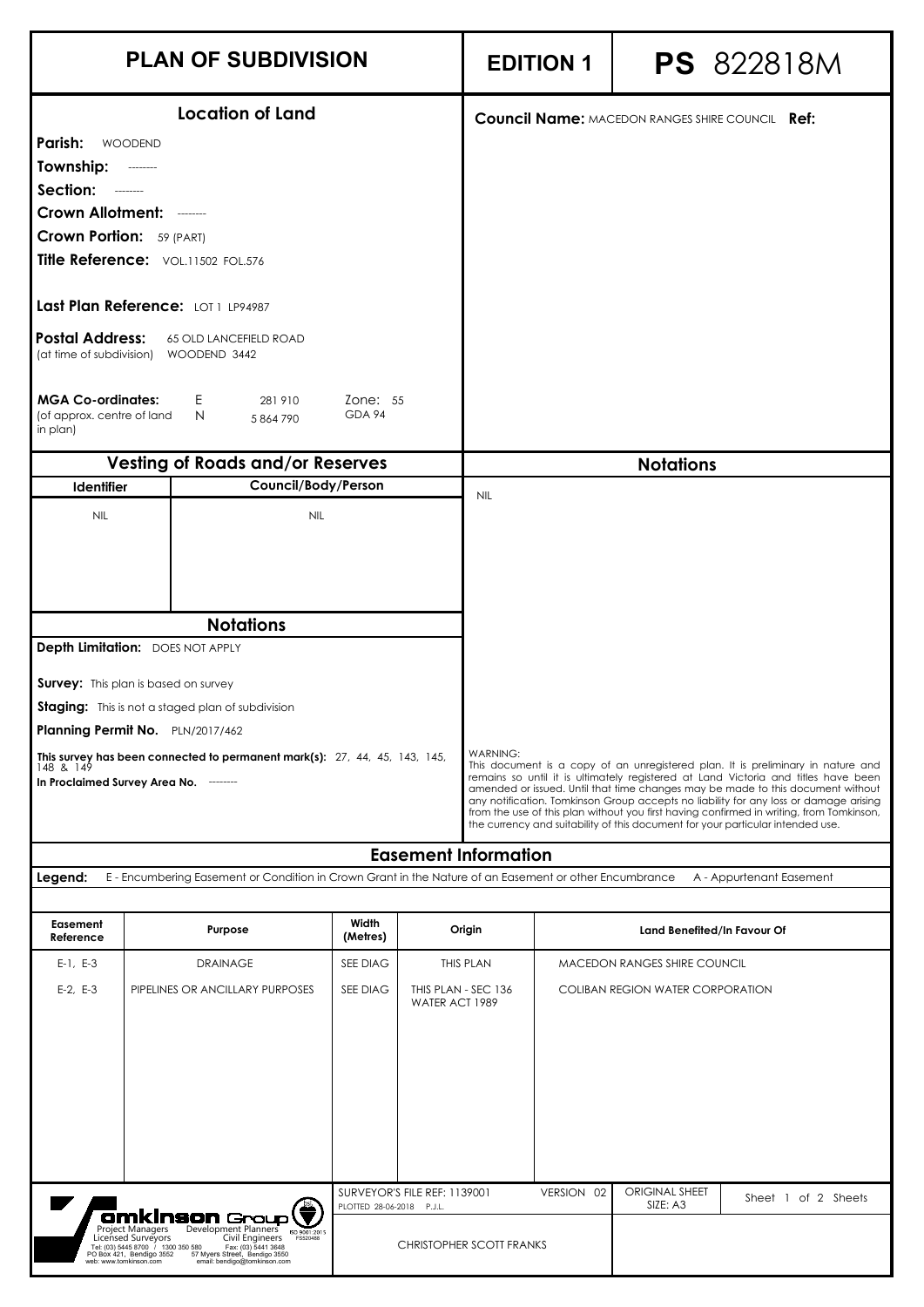# PLAN OF SUBDIVISION

**EDITION 1**

**PS** 822818M

## Location of Land

**Parish:** WOODEND

**Township:** --------

**Section:** --------

**Crown Allotment:** --------

**Crown Portion:** 59 (PART)

**Title Reference:** VOL.11502 FOL.576

**Last Plan Reference:** LOT 1 LP94987

**Postal Address:** 65 OLD LANCEFIELD ROAD
(at time of subdivision) WOODEND 3442

**MGA Co-ordinates:** E 281 910 N 5 864 790 Zone: 55 GDA 94
(of approx. centre of land in plan)

**Council Name:** MACEDON RANGES SHIRE COUNCIL **Ref:**

## Vesting of Roads and/or Reserves

| Identifier | Council/Body/Person |
|---|---|
| NIL | NIL |

## Notations

**Depth Limitation:** DOES NOT APPLY

**Survey:** This plan is based on survey

**Staging:** This is not a staged plan of subdivision

**Planning Permit No.** PLN/2017/462

**This survey has been connected to permanent mark(s):** 27, 44, 45, 143, 145, 148 & 149

**In Proclaimed Survey Area No.** --------

## Notations

NIL

WARNING:
This document is a copy of an unregistered plan. It is preliminary in nature and remains so until it is ultimately registered at Land Victoria and titles have been amended or issued. Until that time changes may be made to this document without any notification. Tomkinson Group accepts no liability for any loss or damage arising from the use of this plan without you first having confirmed in writing, from Tomkinson, the currency and suitability of this document for your particular intended use.

## Easement Information

**Legend:** E - Encumbering Easement or Condition in Crown Grant in the Nature of an Easement or other Encumbrance A - Appurtenant Easement

| Easement Reference | Purpose | Width (Metres) | Origin | Land Benefited/In Favour Of |
|---|---|---|---|---|
| E-1, E-3 | DRAINAGE | SEE DIAG | THIS PLAN | MACEDON RANGES SHIRE COUNCIL |
| E-2, E-3 | PIPELINES OR ANCILLARY PURPOSES | SEE DIAG | THIS PLAN - SEC 136 WATER ACT 1989 | COLIBAN REGION WATER CORPORATION |

Tomkinson Group
Project Managers Development Planners
Licensed Surveyors Civil Engineers
Tel: (03) 5445 8700 / 1300 350 580 Fax: (03) 5441 3648
PO Box 421, Bendigo 3552 57 Myers Street, Bendigo 3550
web: www.tomkinson.com email: bendigo@tomkinson.com

SURVEYOR'S FILE REF: 1139001 VERSION 02
PLOTTED 28-06-2018 P.J.L.

ORIGINAL SHEET SIZE: A3

CHRISTOPHER SCOTT FRANKS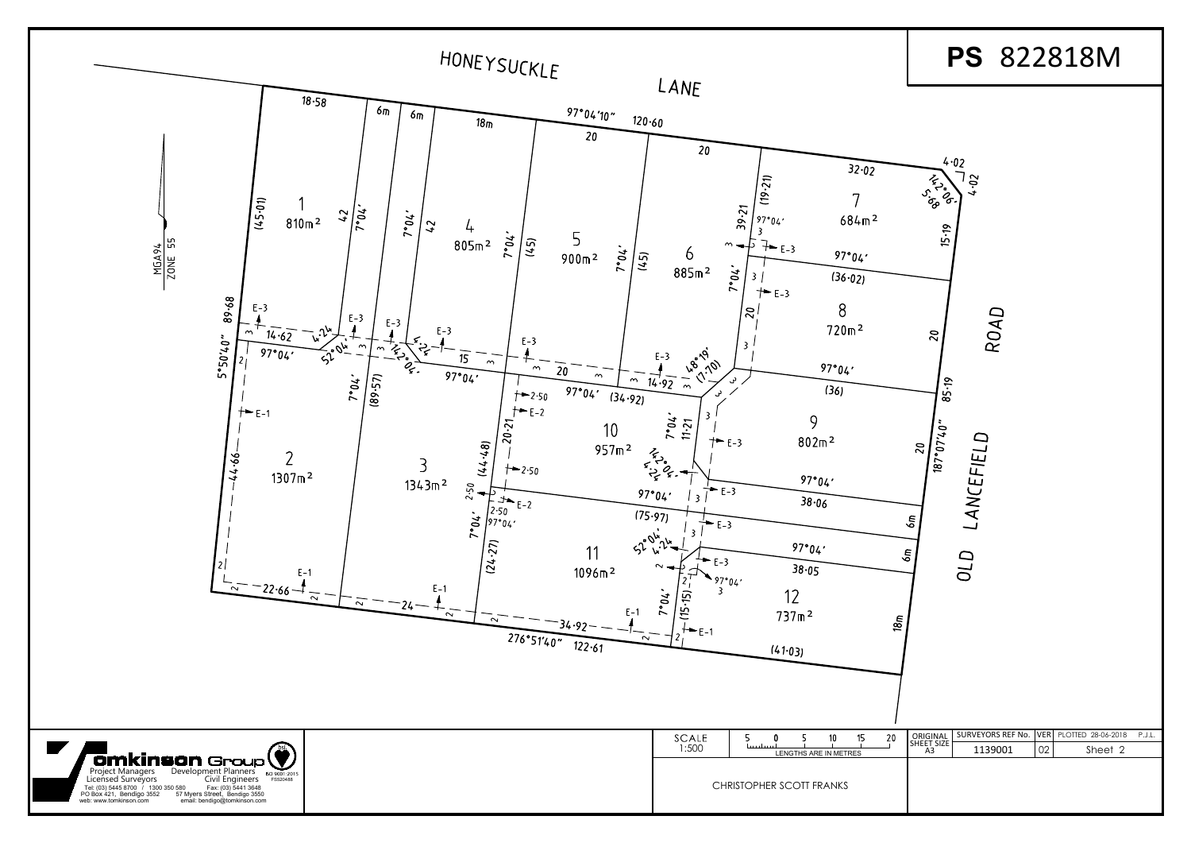# PS 822818M

HONEYSUCKLE LANE

OLD LANCEFIELD ROAD

MGA94
ZONE 55

| Lot | Area |
|---|---|
| 1 | 810m² |
| 2 | 1307m² |
| 3 | 1343m² |
| 4 | 805m² |
| 5 | 900m² |
| 6 | 885m² |
| 7 | 684m² |
| 8 | 720m² |
| 9 | 802m² |
| 10 | 957m² |
| 11 | 1096m² |
| 12 | 737m² |

97°04'10" 120·60

276°51'40" 122·61

5°50'40" 89·68

187°07'40" 85·19

18·58 6m 6m 18m 20 20 32·02 4·02 4·02 142°06' 5·68 15·19 20 20 6m 6m 18m

(45·01) 42 7°04' 7°04' 42 7°04' (45) 7°04' (45) 7°04' (19·21) 39·21 97°04' (36·02) 97°04' (36) 97°04' 38·06 97°04' 38·05 (41·03)

14·62 4·24 52°04' 97°04' (89·57) 142°04' 4·24 15 97°04' 20 97°04' (34·92) 14·92 48°19' (7·70) 11·21 20·21 (44·48) 2·50 2·50 2·50 142°04' 4·24 97°04' (75·97) 52°04' 4·24 97°04' (24·27) (15·15) 44·66 22·66 24 34·92

E-1 E-2 E-3

SCALE 1:500

5 0 5 10 15 20
LENGTHS ARE IN METRES

ORIGINAL SHEET SIZE A3

SURVEYORS REF No. 1139001

VER 02

PLOTTED 28-06-2018 P.J.L.

Sheet 2

CHRISTOPHER SCOTT FRANKS

Tomkinson Group
Project Managers Development Planners
Licensed Surveyors Civil Engineers
ISO 9001:2015 FS520488
Tel: (03) 5445 8700 / 1300 350 580 Fax: (03) 5441 3648
PO Box 421, Bendigo 3552 57 Myers Street, Bendigo 3550
web: www.tomkinson.com email: bendigo@tomkinson.com